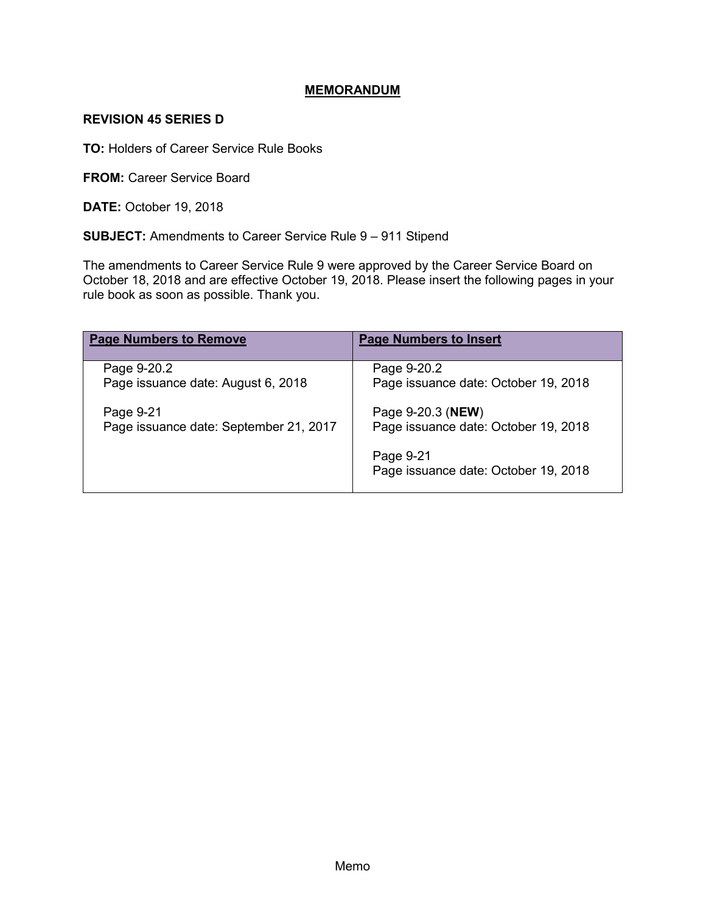# MEMORANDUM

**REVISION 45 SERIES D**

**TO:** Holders of Career Service Rule Books

**FROM:** Career Service Board

**DATE:** October 19, 2018

**SUBJECT:** Amendments to Career Service Rule 9 – 911 Stipend

The amendments to Career Service Rule 9 were approved by the Career Service Board on October 18, 2018 and are effective October 19, 2018. Please insert the following pages in your rule book as soon as possible. Thank you.

| Page Numbers to Remove | Page Numbers to Insert |
|---|---|
| Page 9-20.2<br>Page issuance date: August 6, 2018 | Page 9-20.2<br>Page issuance date: October 19, 2018 |
| Page 9-21<br>Page issuance date: September 21, 2017 | Page 9-20.3 (**NEW**)<br>Page issuance date: October 19, 2018 |
| | Page 9-21<br>Page issuance date: October 19, 2018 |

Memo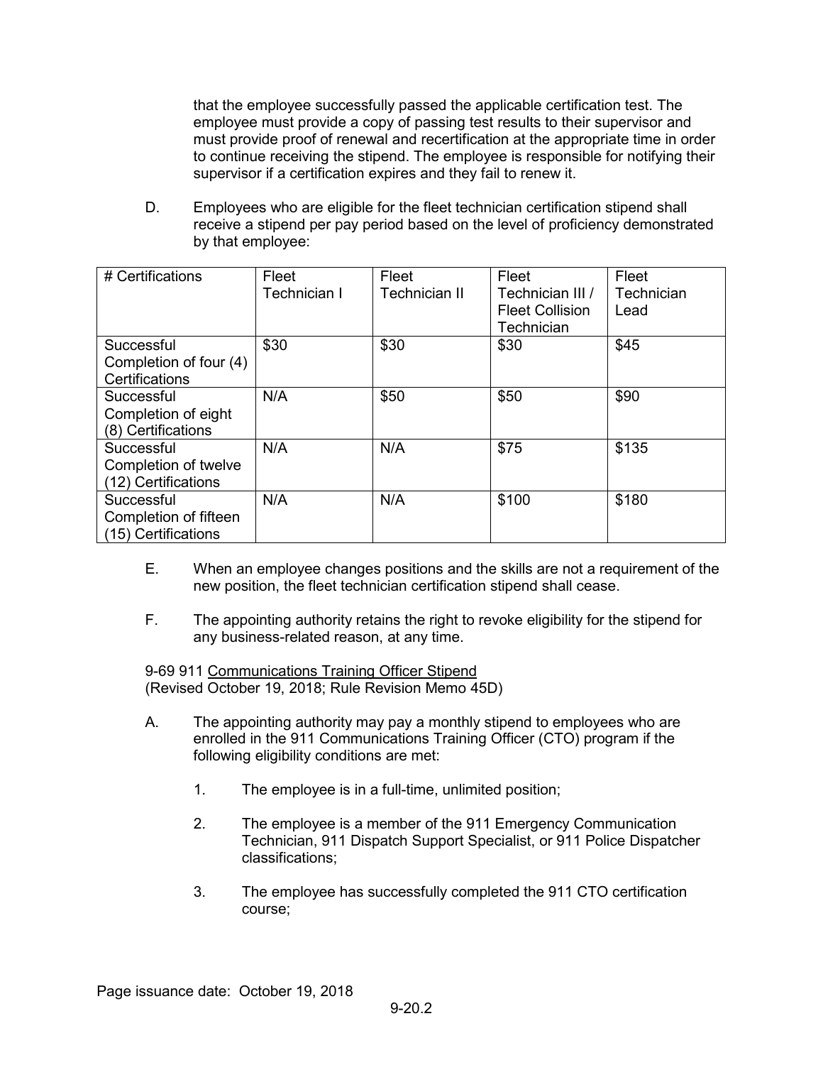that the employee successfully passed the applicable certification test. The employee must provide a copy of passing test results to their supervisor and must provide proof of renewal and recertification at the appropriate time in order to continue receiving the stipend. The employee is responsible for notifying their supervisor if a certification expires and they fail to renew it.

D. Employees who are eligible for the fleet technician certification stipend shall receive a stipend per pay period based on the level of proficiency demonstrated by that employee:

| # Certifications | Fleet Technician I | Fleet Technician II | Fleet Technician III / Fleet Collision Technician | Fleet Technician Lead |
|---|---|---|---|---|
| Successful Completion of four (4) Certifications | $30 | $30 | $30 | $45 |
| Successful Completion of eight (8) Certifications | N/A | $50 | $50 | $90 |
| Successful Completion of twelve (12) Certifications | N/A | N/A | $75 | $135 |
| Successful Completion of fifteen (15) Certifications | N/A | N/A | $100 | $180 |

E. When an employee changes positions and the skills are not a requirement of the new position, the fleet technician certification stipend shall cease.

F. The appointing authority retains the right to revoke eligibility for the stipend for any business-related reason, at any time.

9-69 911 Communications Training Officer Stipend
(Revised October 19, 2018; Rule Revision Memo 45D)

A. The appointing authority may pay a monthly stipend to employees who are enrolled in the 911 Communications Training Officer (CTO) program if the following eligibility conditions are met:

1. The employee is in a full-time, unlimited position;

2. The employee is a member of the 911 Emergency Communication Technician, 911 Dispatch Support Specialist, or 911 Police Dispatcher classifications;

3. The employee has successfully completed the 911 CTO certification course;

Page issuance date: October 19, 2018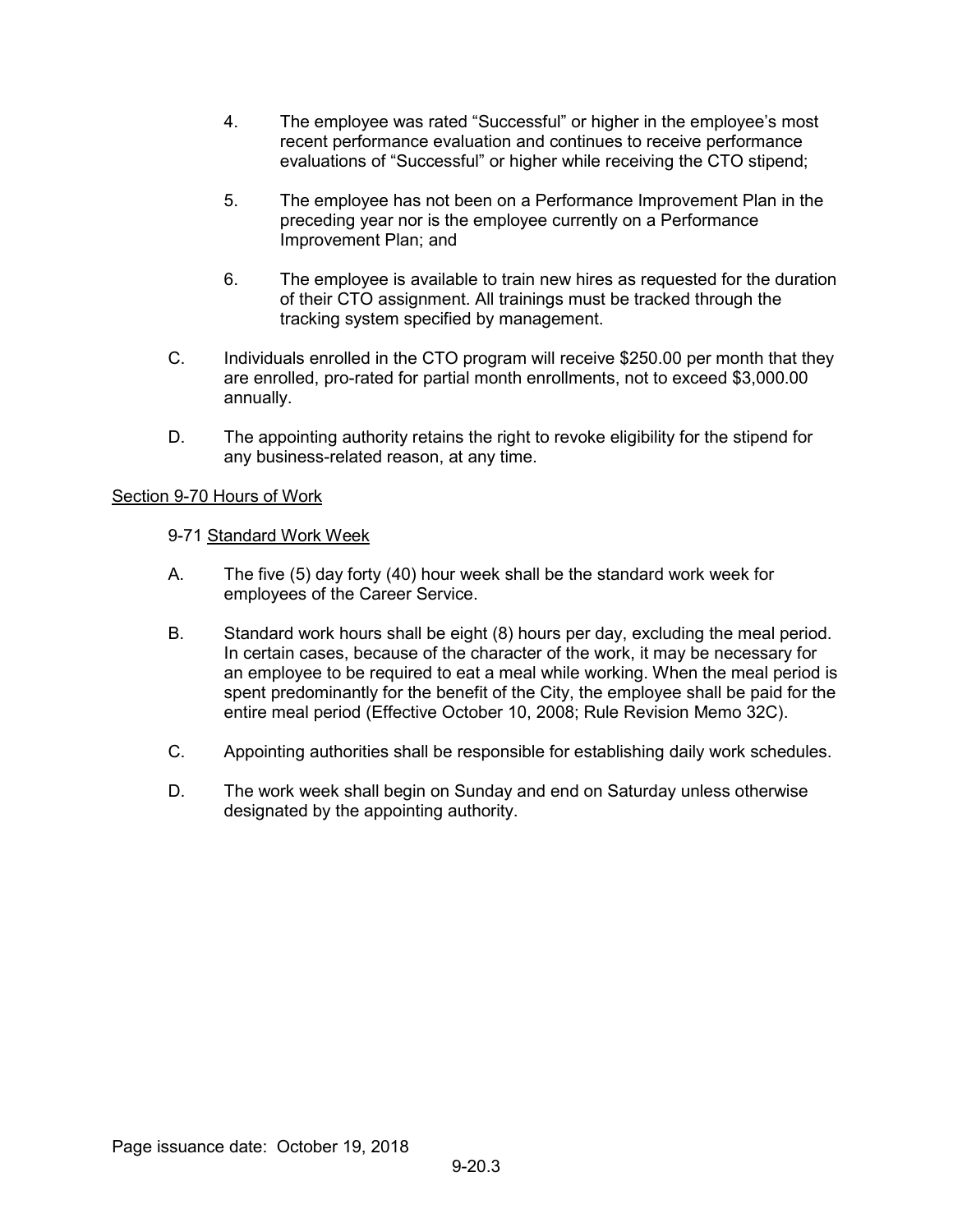4. The employee was rated “Successful” or higher in the employee’s most recent performance evaluation and continues to receive performance evaluations of “Successful” or higher while receiving the CTO stipend;

5. The employee has not been on a Performance Improvement Plan in the preceding year nor is the employee currently on a Performance Improvement Plan; and

6. The employee is available to train new hires as requested for the duration of their CTO assignment. All trainings must be tracked through the tracking system specified by management.

C. Individuals enrolled in the CTO program will receive $250.00 per month that they are enrolled, pro-rated for partial month enrollments, not to exceed $3,000.00 annually.

D. The appointing authority retains the right to revoke eligibility for the stipend for any business-related reason, at any time.

## Section 9-70 Hours of Work

### 9-71 Standard Work Week

A. The five (5) day forty (40) hour week shall be the standard work week for employees of the Career Service.

B. Standard work hours shall be eight (8) hours per day, excluding the meal period. In certain cases, because of the character of the work, it may be necessary for an employee to be required to eat a meal while working. When the meal period is spent predominantly for the benefit of the City, the employee shall be paid for the entire meal period (Effective October 10, 2008; Rule Revision Memo 32C).

C. Appointing authorities shall be responsible for establishing daily work schedules.

D. The work week shall begin on Sunday and end on Saturday unless otherwise designated by the appointing authority.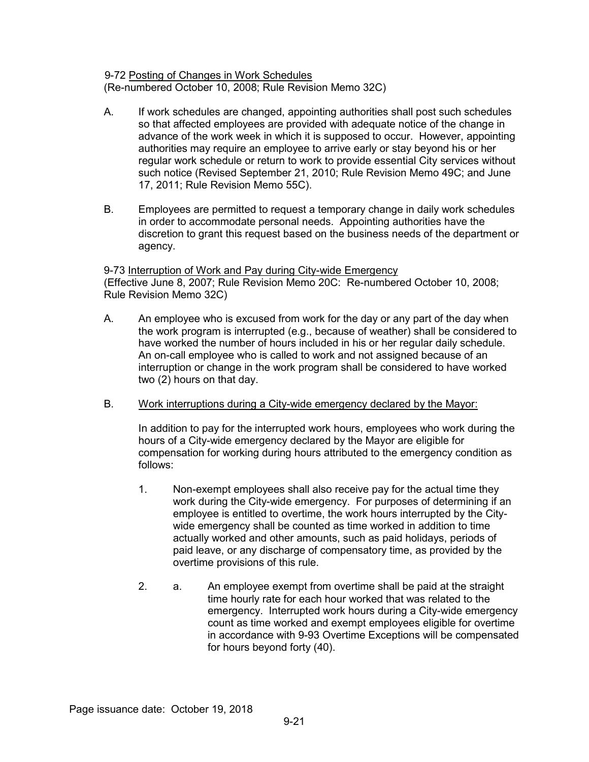9-72 Posting of Changes in Work Schedules
(Re-numbered October 10, 2008; Rule Revision Memo 32C)

A. If work schedules are changed, appointing authorities shall post such schedules so that affected employees are provided with adequate notice of the change in advance of the work week in which it is supposed to occur. However, appointing authorities may require an employee to arrive early or stay beyond his or her regular work schedule or return to work to provide essential City services without such notice (Revised September 21, 2010; Rule Revision Memo 49C; and June 17, 2011; Rule Revision Memo 55C).

B. Employees are permitted to request a temporary change in daily work schedules in order to accommodate personal needs. Appointing authorities have the discretion to grant this request based on the business needs of the department or agency.

9-73 Interruption of Work and Pay during City-wide Emergency
(Effective June 8, 2007; Rule Revision Memo 20C: Re-numbered October 10, 2008; Rule Revision Memo 32C)

A. An employee who is excused from work for the day or any part of the day when the work program is interrupted (e.g., because of weather) shall be considered to have worked the number of hours included in his or her regular daily schedule. An on-call employee who is called to work and not assigned because of an interruption or change in the work program shall be considered to have worked two (2) hours on that day.

B. Work interruptions during a City-wide emergency declared by the Mayor:

In addition to pay for the interrupted work hours, employees who work during the hours of a City-wide emergency declared by the Mayor are eligible for compensation for working during hours attributed to the emergency condition as follows:

1. Non-exempt employees shall also receive pay for the actual time they work during the City-wide emergency. For purposes of determining if an employee is entitled to overtime, the work hours interrupted by the City-wide emergency shall be counted as time worked in addition to time actually worked and other amounts, such as paid holidays, periods of paid leave, or any discharge of compensatory time, as provided by the overtime provisions of this rule.

2. a. An employee exempt from overtime shall be paid at the straight time hourly rate for each hour worked that was related to the emergency. Interrupted work hours during a City-wide emergency count as time worked and exempt employees eligible for overtime in accordance with 9-93 Overtime Exceptions will be compensated for hours beyond forty (40).

Page issuance date: October 19, 2018